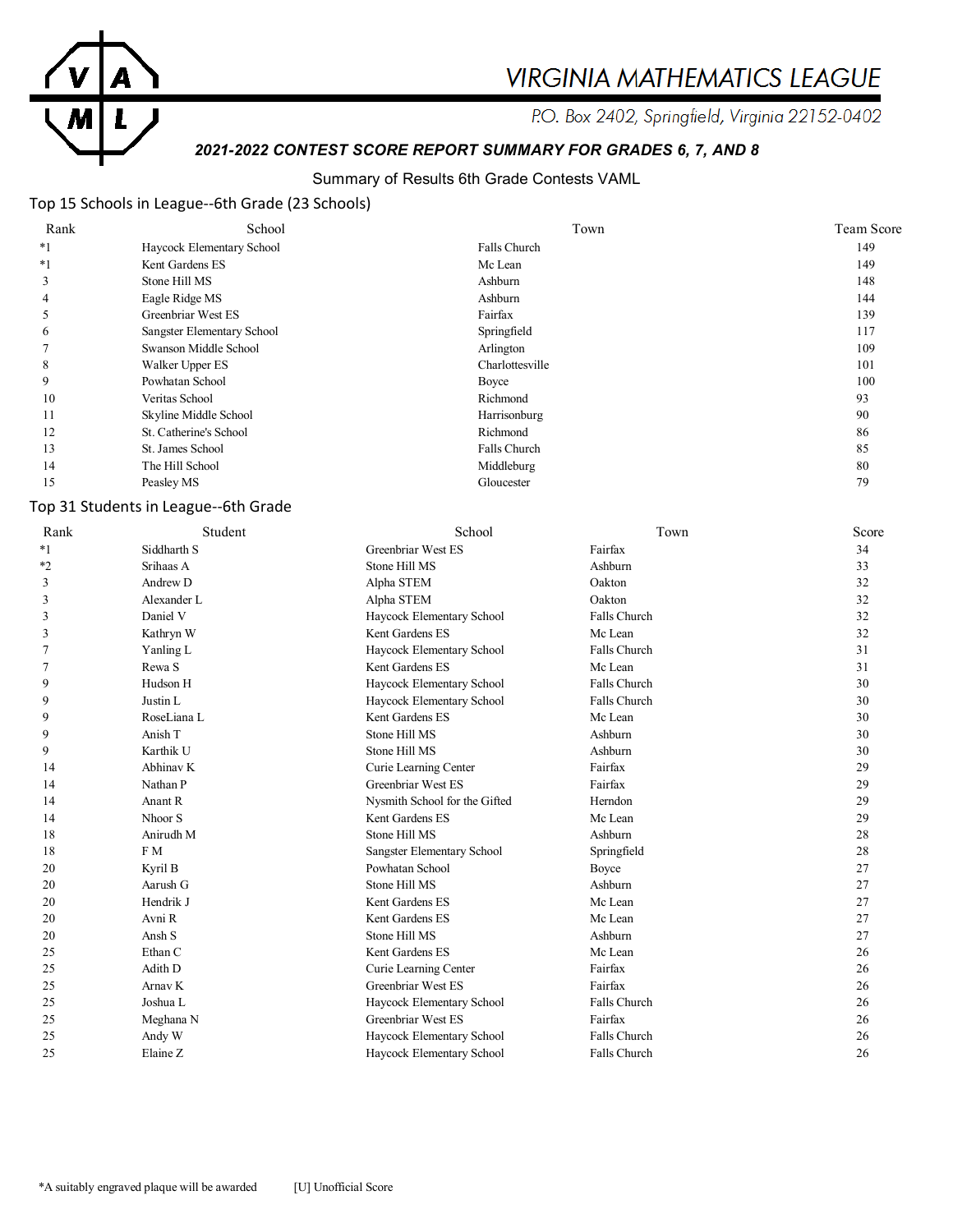# VIRGINIA MATHEMATICS LEAGUE

P.O. Box 2402, Springfield, Virginia 22152-0402

***2021-2022 CONTEST SCORE REPORT SUMMARY FOR GRADES 6, 7, AND 8***

Summary of Results 6th Grade Contests VAML

## Top 15 Schools in League--6th Grade (23 Schools)

| Rank | School | Town | Team Score |
|---|---|---|---|
| *1 | Haycock Elementary School | Falls Church | 149 |
| *1 | Kent Gardens ES | Mc Lean | 149 |
| 3 | Stone Hill MS | Ashburn | 148 |
| 4 | Eagle Ridge MS | Ashburn | 144 |
| 5 | Greenbriar West ES | Fairfax | 139 |
| 6 | Sangster Elementary School | Springfield | 117 |
| 7 | Swanson Middle School | Arlington | 109 |
| 8 | Walker Upper ES | Charlottesville | 101 |
| 9 | Powhatan School | Boyce | 100 |
| 10 | Veritas School | Richmond | 93 |
| 11 | Skyline Middle School | Harrisonburg | 90 |
| 12 | St. Catherine's School | Richmond | 86 |
| 13 | St. James School | Falls Church | 85 |
| 14 | The Hill School | Middleburg | 80 |
| 15 | Peasley MS | Gloucester | 79 |

## Top 31 Students in League--6th Grade

| Rank | Student | School | Town | Score |
|---|---|---|---|---|
| *1 | Siddharth S | Greenbriar West ES | Fairfax | 34 |
| *2 | Srihaas A | Stone Hill MS | Ashburn | 33 |
| 3 | Andrew D | Alpha STEM | Oakton | 32 |
| 3 | Alexander L | Alpha STEM | Oakton | 32 |
| 3 | Daniel V | Haycock Elementary School | Falls Church | 32 |
| 3 | Kathryn W | Kent Gardens ES | Mc Lean | 32 |
| 7 | Yanling L | Haycock Elementary School | Falls Church | 31 |
| 7 | Rewa S | Kent Gardens ES | Mc Lean | 31 |
| 9 | Hudson H | Haycock Elementary School | Falls Church | 30 |
| 9 | Justin L | Haycock Elementary School | Falls Church | 30 |
| 9 | RoseLiana L | Kent Gardens ES | Mc Lean | 30 |
| 9 | Anish T | Stone Hill MS | Ashburn | 30 |
| 9 | Karthik U | Stone Hill MS | Ashburn | 30 |
| 14 | Abhinav K | Curie Learning Center | Fairfax | 29 |
| 14 | Nathan P | Greenbriar West ES | Fairfax | 29 |
| 14 | Anant R | Nysmith School for the Gifted | Herndon | 29 |
| 14 | Nhoor S | Kent Gardens ES | Mc Lean | 29 |
| 18 | Anirudh M | Stone Hill MS | Ashburn | 28 |
| 18 | F M | Sangster Elementary School | Springfield | 28 |
| 20 | Kyril B | Powhatan School | Boyce | 27 |
| 20 | Aarush G | Stone Hill MS | Ashburn | 27 |
| 20 | Hendrik J | Kent Gardens ES | Mc Lean | 27 |
| 20 | Avni R | Kent Gardens ES | Mc Lean | 27 |
| 20 | Ansh S | Stone Hill MS | Ashburn | 27 |
| 25 | Ethan C | Kent Gardens ES | Mc Lean | 26 |
| 25 | Adith D | Curie Learning Center | Fairfax | 26 |
| 25 | Arnav K | Greenbriar West ES | Fairfax | 26 |
| 25 | Joshua L | Haycock Elementary School | Falls Church | 26 |
| 25 | Meghana N | Greenbriar West ES | Fairfax | 26 |
| 25 | Andy W | Haycock Elementary School | Falls Church | 26 |
| 25 | Elaine Z | Haycock Elementary School | Falls Church | 26 |

*A suitably engraved plaque will be awarded [U] Unofficial Score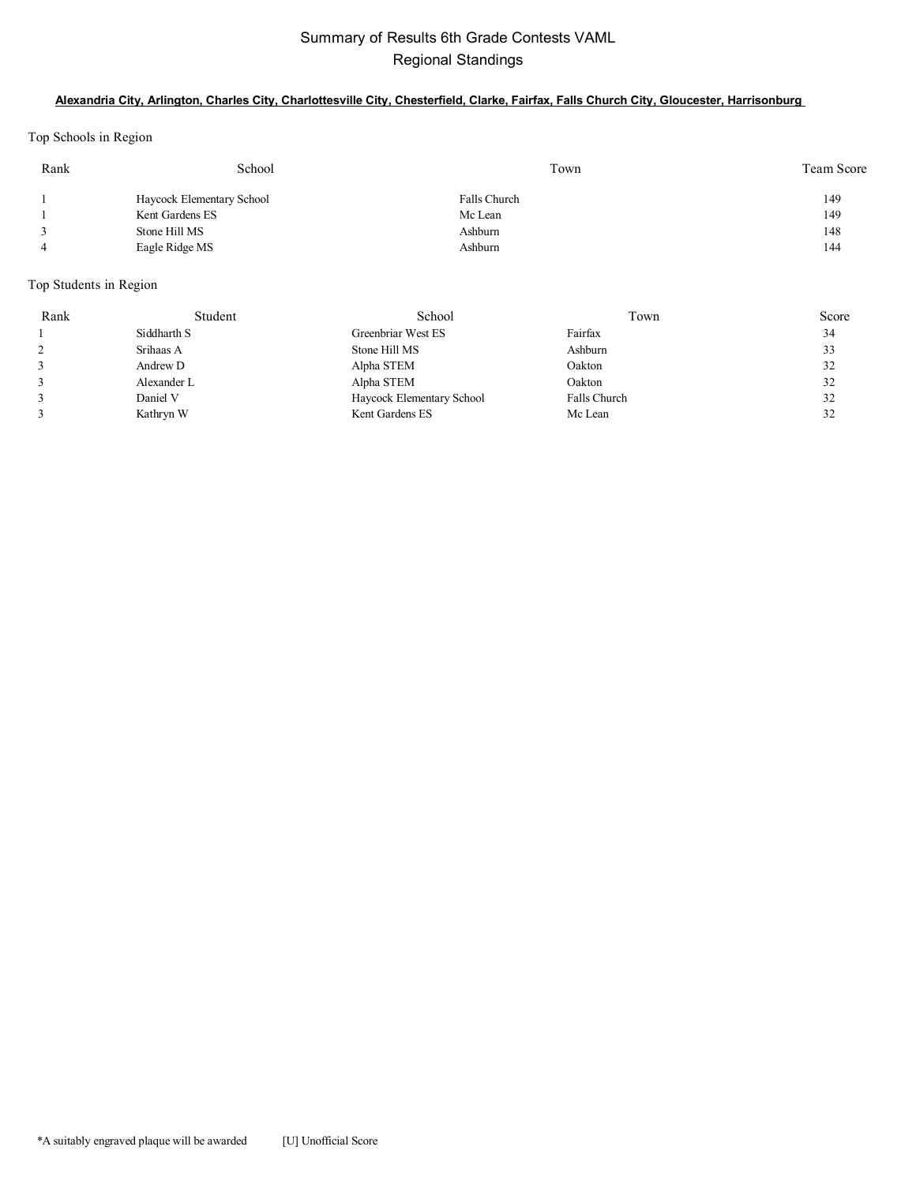# Summary of Results 6th Grade Contests VAML

## Regional Standings

**Alexandria City, Arlington, Charles City, Charlottesville City, Chesterfield, Clarke, Fairfax, Falls Church City, Gloucester, Harrisonburg**

### Top Schools in Region

| Rank | School | Town | Team Score |
|---|---|---|---|
| 1 | Haycock Elementary School | Falls Church | 149 |
| 1 | Kent Gardens ES | Mc Lean | 149 |
| 3 | Stone Hill MS | Ashburn | 148 |
| 4 | Eagle Ridge MS | Ashburn | 144 |

### Top Students in Region

| Rank | Student | School | Town | Score |
|---|---|---|---|---|
| 1 | Siddharth S | Greenbriar West ES | Fairfax | 34 |
| 2 | Srihaas A | Stone Hill MS | Ashburn | 33 |
| 3 | Andrew D | Alpha STEM | Oakton | 32 |
| 3 | Alexander L | Alpha STEM | Oakton | 32 |
| 3 | Daniel V | Haycock Elementary School | Falls Church | 32 |
| 3 | Kathryn W | Kent Gardens ES | Mc Lean | 32 |

*A suitably engraved plaque will be awarded [U] Unofficial Score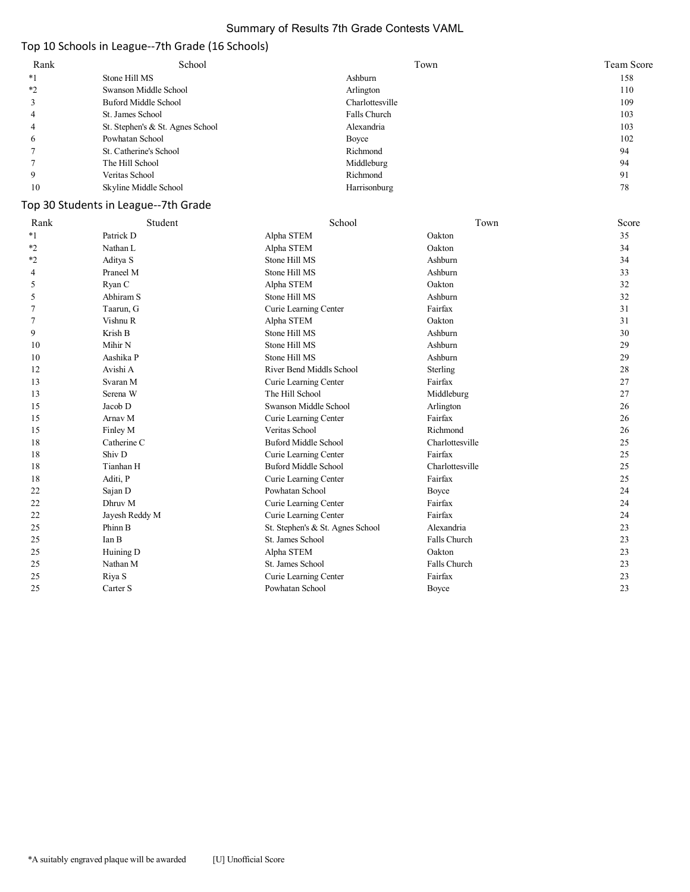# Summary of Results 7th Grade Contests VAML

## Top 10 Schools in League--7th Grade (16 Schools)

| Rank | School | Town | Team Score |
|---|---|---|---|
| *1 | Stone Hill MS | Ashburn | 158 |
| *2 | Swanson Middle School | Arlington | 110 |
| 3 | Buford Middle School | Charlottesville | 109 |
| 4 | St. James School | Falls Church | 103 |
| 4 | St. Stephen's & St. Agnes School | Alexandria | 103 |
| 6 | Powhatan School | Boyce | 102 |
| 7 | St. Catherine's School | Richmond | 94 |
| 7 | The Hill School | Middleburg | 94 |
| 9 | Veritas School | Richmond | 91 |
| 10 | Skyline Middle School | Harrisonburg | 78 |

## Top 30 Students in League--7th Grade

| Rank | Student | School | Town | Score |
|---|---|---|---|---|
| *1 | Patrick D | Alpha STEM | Oakton | 35 |
| *2 | Nathan L | Alpha STEM | Oakton | 34 |
| *2 | Aditya S | Stone Hill MS | Ashburn | 34 |
| 4 | Praneel M | Stone Hill MS | Ashburn | 33 |
| 5 | Ryan C | Alpha STEM | Oakton | 32 |
| 5 | Abhiram S | Stone Hill MS | Ashburn | 32 |
| 7 | Taarun, G | Curie Learning Center | Fairfax | 31 |
| 7 | Vishnu R | Alpha STEM | Oakton | 31 |
| 9 | Krish B | Stone Hill MS | Ashburn | 30 |
| 10 | Mihir N | Stone Hill MS | Ashburn | 29 |
| 10 | Aashika P | Stone Hill MS | Ashburn | 29 |
| 12 | Avishi A | River Bend Middls School | Sterling | 28 |
| 13 | Svaran M | Curie Learning Center | Fairfax | 27 |
| 13 | Serena W | The Hill School | Middleburg | 27 |
| 15 | Jacob D | Swanson Middle School | Arlington | 26 |
| 15 | Arnav M | Curie Learning Center | Fairfax | 26 |
| 15 | Finley M | Veritas School | Richmond | 26 |
| 18 | Catherine C | Buford Middle School | Charlottesville | 25 |
| 18 | Shiv D | Curie Learning Center | Fairfax | 25 |
| 18 | Tianhan H | Buford Middle School | Charlottesville | 25 |
| 18 | Aditi, P | Curie Learning Center | Fairfax | 25 |
| 22 | Sajan D | Powhatan School | Boyce | 24 |
| 22 | Dhruv M | Curie Learning Center | Fairfax | 24 |
| 22 | Jayesh Reddy M | Curie Learning Center | Fairfax | 24 |
| 25 | Phinn B | St. Stephen's & St. Agnes School | Alexandria | 23 |
| 25 | Ian B | St. James School | Falls Church | 23 |
| 25 | Huining D | Alpha STEM | Oakton | 23 |
| 25 | Nathan M | St. James School | Falls Church | 23 |
| 25 | Riya S | Curie Learning Center | Fairfax | 23 |
| 25 | Carter S | Powhatan School | Boyce | 23 |

*A suitably engraved plaque will be awarded [U] Unofficial Score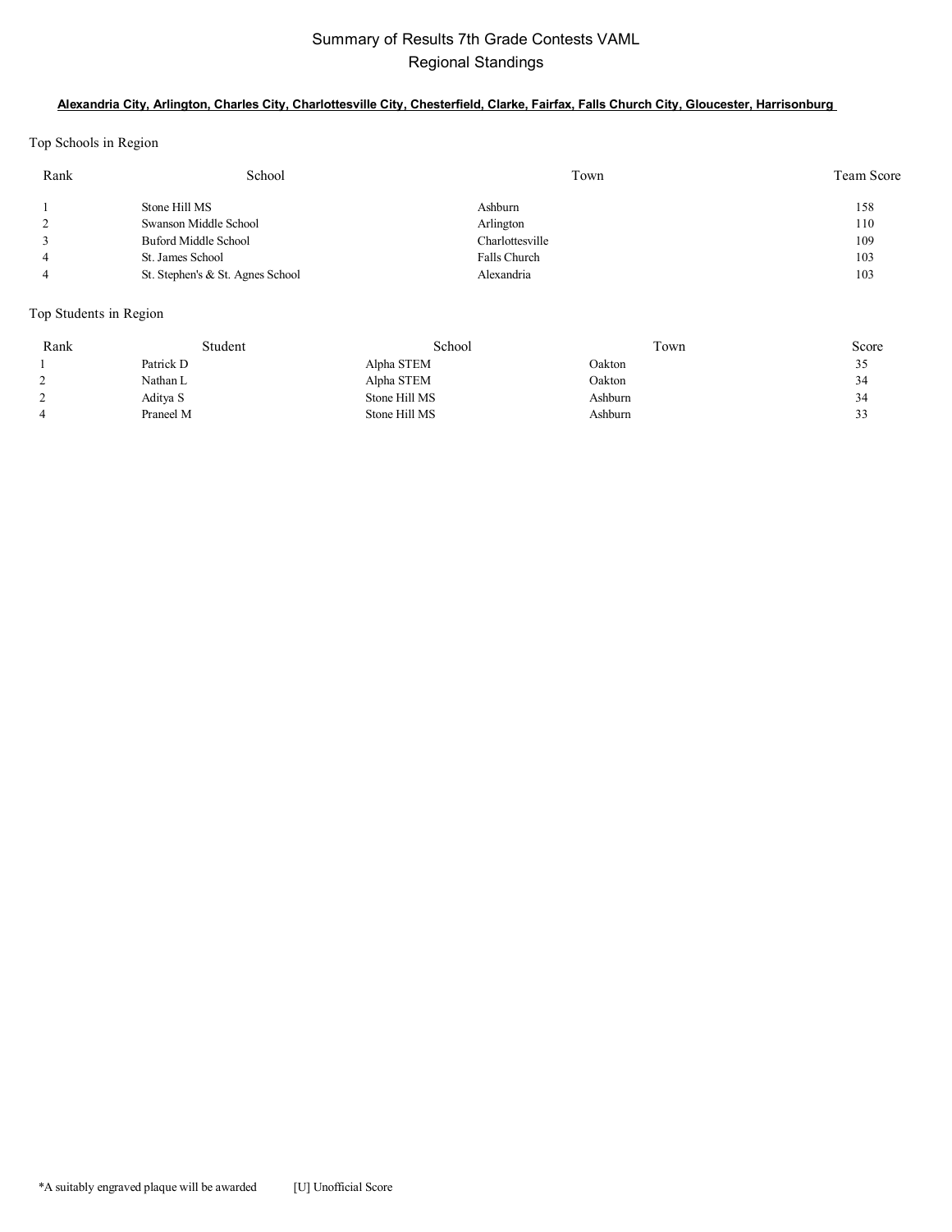# Summary of Results 7th Grade Contests VAML

## Regional Standings

**Alexandria City, Arlington, Charles City, Charlottesville City, Chesterfield, Clarke, Fairfax, Falls Church City, Gloucester, Harrisonburg**

### Top Schools in Region

| Rank | School | Town | Team Score |
| --- | --- | --- | --- |
| 1 | Stone Hill MS | Ashburn | 158 |
| 2 | Swanson Middle School | Arlington | 110 |
| 3 | Buford Middle School | Charlottesville | 109 |
| 4 | St. James School | Falls Church | 103 |
| 4 | St. Stephen's & St. Agnes School | Alexandria | 103 |

### Top Students in Region

| Rank | Student | School | Town | Score |
| --- | --- | --- | --- | --- |
| 1 | Patrick D | Alpha STEM | Oakton | 35 |
| 2 | Nathan L | Alpha STEM | Oakton | 34 |
| 2 | Aditya S | Stone Hill MS | Ashburn | 34 |
| 4 | Praneel M | Stone Hill MS | Ashburn | 33 |

*A suitably engraved plaque will be awarded     [U] Unofficial Score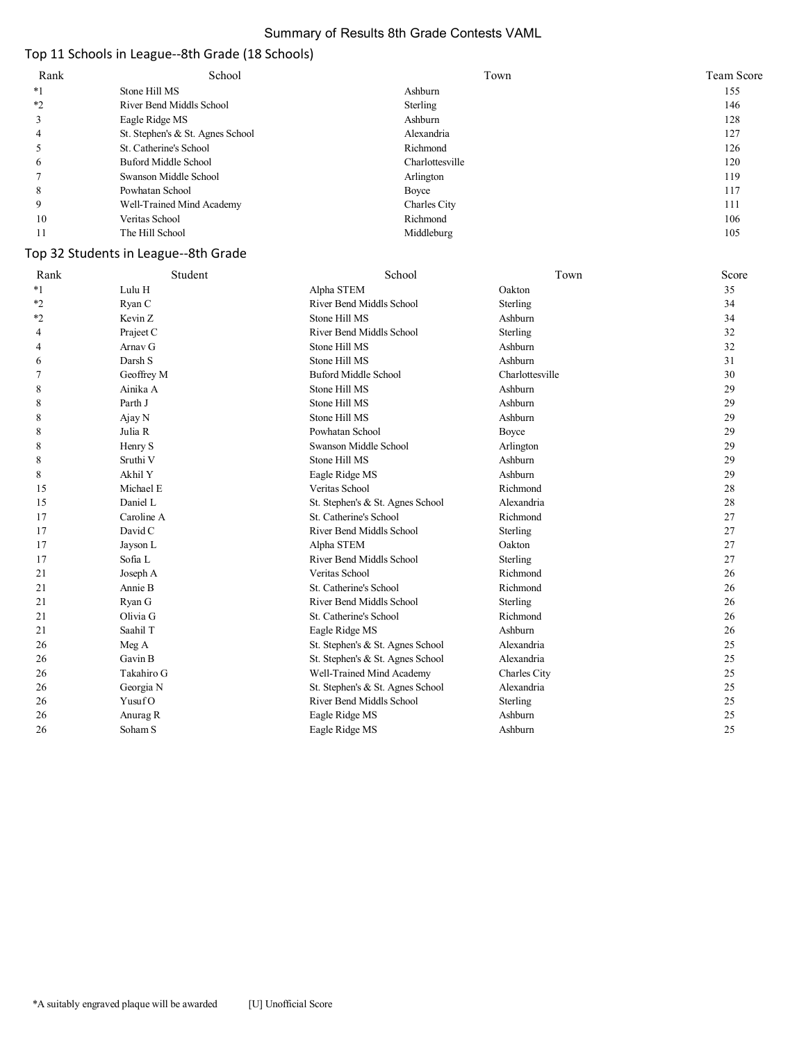# Summary of Results 8th Grade Contests VAML

## Top 11 Schools in League--8th Grade (18 Schools)

| Rank | School | Town | Team Score |
|---|---|---|---|
| *1 | Stone Hill MS | Ashburn | 155 |
| *2 | River Bend Middls School | Sterling | 146 |
| 3 | Eagle Ridge MS | Ashburn | 128 |
| 4 | St. Stephen's & St. Agnes School | Alexandria | 127 |
| 5 | St. Catherine's School | Richmond | 126 |
| 6 | Buford Middle School | Charlottesville | 120 |
| 7 | Swanson Middle School | Arlington | 119 |
| 8 | Powhatan School | Boyce | 117 |
| 9 | Well-Trained Mind Academy | Charles City | 111 |
| 10 | Veritas School | Richmond | 106 |
| 11 | The Hill School | Middleburg | 105 |

## Top 32 Students in League--8th Grade

| Rank | Student | School | Town | Score |
|---|---|---|---|---|
| *1 | Lulu H | Alpha STEM | Oakton | 35 |
| *2 | Ryan C | River Bend Middls School | Sterling | 34 |
| *2 | Kevin Z | Stone Hill MS | Ashburn | 34 |
| 4 | Prajeet C | River Bend Middls School | Sterling | 32 |
| 4 | Arnav G | Stone Hill MS | Ashburn | 32 |
| 6 | Darsh S | Stone Hill MS | Ashburn | 31 |
| 7 | Geoffrey M | Buford Middle School | Charlottesville | 30 |
| 8 | Ainika A | Stone Hill MS | Ashburn | 29 |
| 8 | Parth J | Stone Hill MS | Ashburn | 29 |
| 8 | Ajay N | Stone Hill MS | Ashburn | 29 |
| 8 | Julia R | Powhatan School | Boyce | 29 |
| 8 | Henry S | Swanson Middle School | Arlington | 29 |
| 8 | Sruthi V | Stone Hill MS | Ashburn | 29 |
| 8 | Akhil Y | Eagle Ridge MS | Ashburn | 29 |
| 15 | Michael E | Veritas School | Richmond | 28 |
| 15 | Daniel L | St. Stephen's & St. Agnes School | Alexandria | 28 |
| 17 | Caroline A | St. Catherine's School | Richmond | 27 |
| 17 | David C | River Bend Middls School | Sterling | 27 |
| 17 | Jayson L | Alpha STEM | Oakton | 27 |
| 17 | Sofia L | River Bend Middls School | Sterling | 27 |
| 21 | Joseph A | Veritas School | Richmond | 26 |
| 21 | Annie B | St. Catherine's School | Richmond | 26 |
| 21 | Ryan G | River Bend Middls School | Sterling | 26 |
| 21 | Olivia G | St. Catherine's School | Richmond | 26 |
| 21 | Saahil T | Eagle Ridge MS | Ashburn | 26 |
| 26 | Meg A | St. Stephen's & St. Agnes School | Alexandria | 25 |
| 26 | Gavin B | St. Stephen's & St. Agnes School | Alexandria | 25 |
| 26 | Takahiro G | Well-Trained Mind Academy | Charles City | 25 |
| 26 | Georgia N | St. Stephen's & St. Agnes School | Alexandria | 25 |
| 26 | Yusuf O | River Bend Middls School | Sterling | 25 |
| 26 | Anurag R | Eagle Ridge MS | Ashburn | 25 |
| 26 | Soham S | Eagle Ridge MS | Ashburn | 25 |

*A suitably engraved plaque will be awarded    [U] Unofficial Score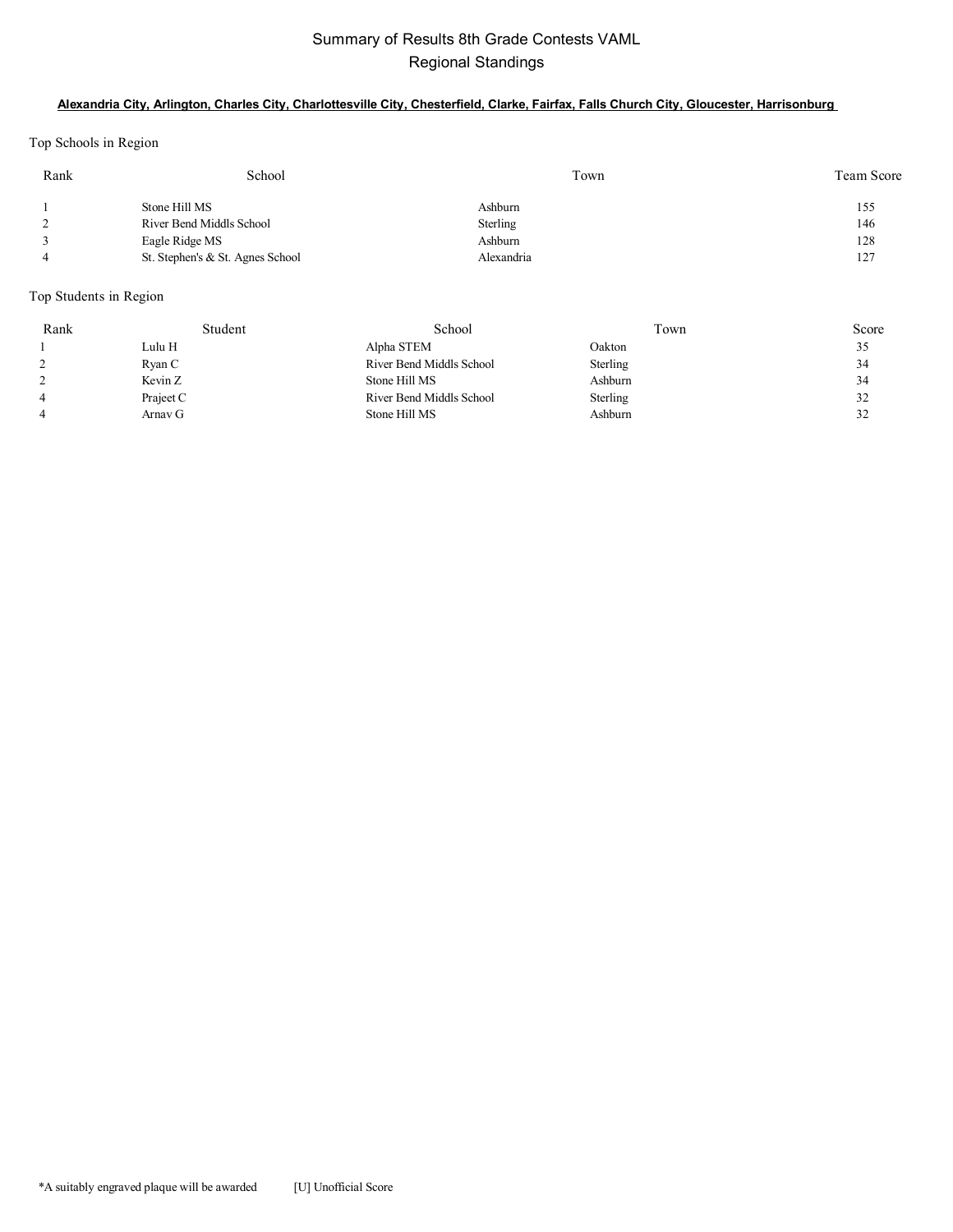# Summary of Results 8th Grade Contests VAML

## Regional Standings

**Alexandria City, Arlington, Charles City, Charlottesville City, Chesterfield, Clarke, Fairfax, Falls Church City, Gloucester, Harrisonburg**

Top Schools in Region

| Rank | School | Town | Team Score |
|---|---|---|---|
| 1 | Stone Hill MS | Ashburn | 155 |
| 2 | River Bend Middls School | Sterling | 146 |
| 3 | Eagle Ridge MS | Ashburn | 128 |
| 4 | St. Stephen's & St. Agnes School | Alexandria | 127 |

Top Students in Region

| Rank | Student | School | Town | Score |
|---|---|---|---|---|
| 1 | Lulu H | Alpha STEM | Oakton | 35 |
| 2 | Ryan C | River Bend Middls School | Sterling | 34 |
| 2 | Kevin Z | Stone Hill MS | Ashburn | 34 |
| 4 | Prajeet C | River Bend Middls School | Sterling | 32 |
| 4 | Arnav G | Stone Hill MS | Ashburn | 32 |

*A suitably engraved plaque will be awarded [U] Unofficial Score